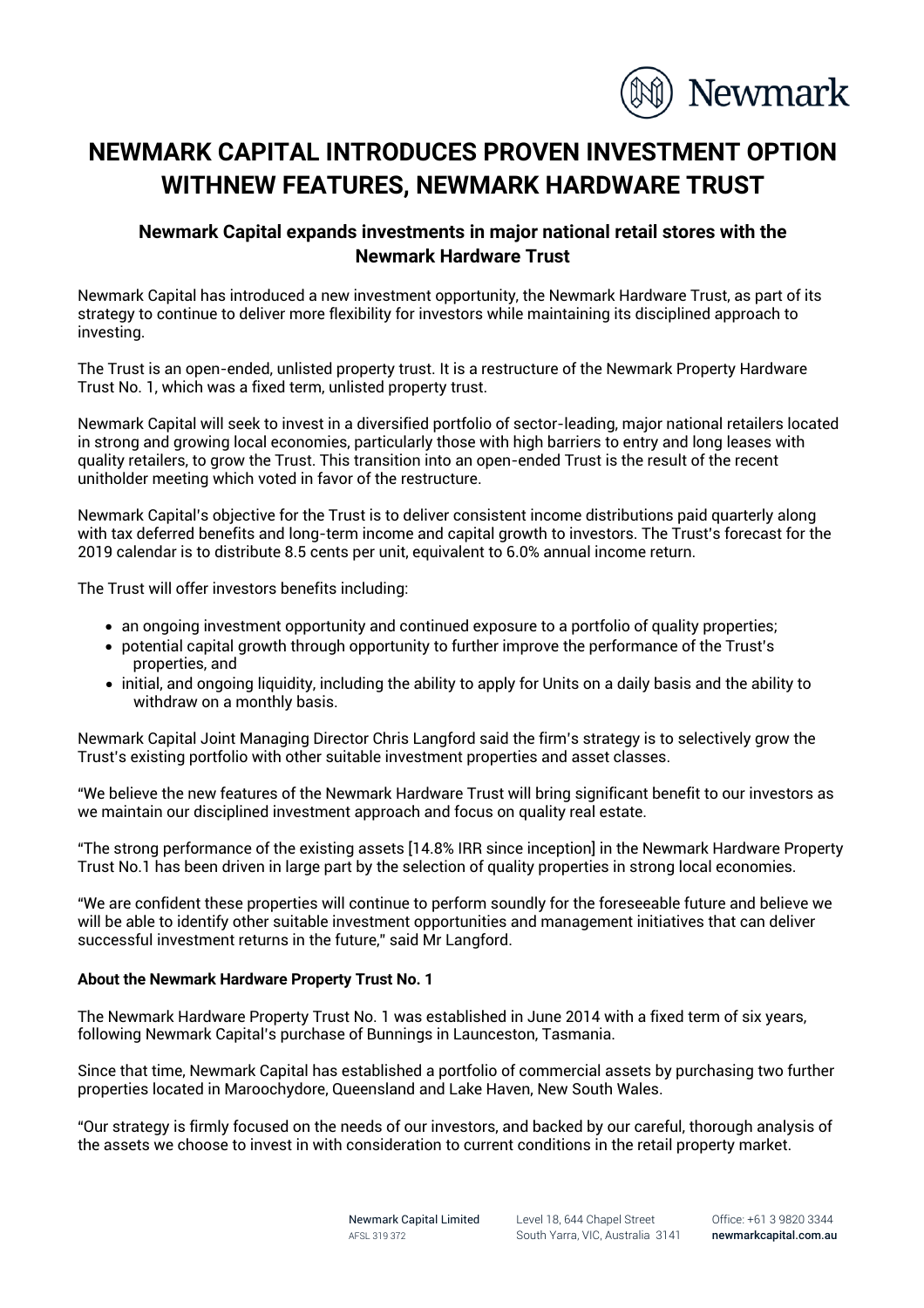# NEWMARK CAPITAL INTRODUCES PROVEN INVESTMENT OPTION WITHNEW FEATURES, NEWMARK HARDWARE TRUST

### Newmark Capital expands investments in major national retail stores with the Newmark Hardware Trust

Newmark Capital has introduced a new investment opportunity, the Newmark Hardware Trust, as part of its strategy to continue to deliver more flexibility for investors while maintaining its disciplined approach to investing.

The Trust is an open-ended, unlisted property trust. It is a restructure of the Newmark Property Hardware Trust No. 1, which was a fixed term, unlisted property trust.

Newmark Capital will seek to invest in a diversified portfolio of sector-leading, major national retailers located in strong and growing local economies, particularly those with high barriers to entry and long leases with quality retailers, to grow the Trust. This transition into an open-ended Trust is the result of the recent unitholder meeting which voted in favor of the restructure.

Newmark Capital's objective for the Trust is to deliver consistent income distributions paid quarterly along with tax deferred benefits and long-term income and capital growth to investors. The Trust's forecast for the 2019 calendar is to distribute 8.5 cents per unit, equivalent to 6.0% annual income return.

The Trust will offer investors benefits including:

- an ongoing investment opportunity and continued exposure to a portfolio of quality properties;
- potential capital growth through opportunity to further improve the performance of the Trust's properties, and
- initial, and ongoing liquidity, including the ability to apply for Units on a daily basis and the ability to withdraw on a monthly basis.

Newmark Capital Joint Managing Director Chris Langford said the firm's strategy is to selectively grow the Trust's existing portfolio with other suitable investment properties and asset classes.

"We believe the new features of the Newmark Hardware Trust will bring significant benefit to our investors as we maintain our disciplined investment approach and focus on quality real estate.

"The strong performance of the existing assets [14.8% IRR since inception] in the Newmark Hardware Property Trust No.1 has been driven in large part by the selection of quality properties in strong local economies.

"We are confident these properties will continue to perform soundly for the foreseeable future and believe we will be able to identify other suitable investment opportunities and management initiatives that can deliver successful investment returns in the future," said Mr Langford.

**About the Newmark Hardware Property Trust No. 1**

The Newmark Hardware Property Trust No. 1 was established in June 2014 with a fixed term of six years, following Newmark Capital's purchase of Bunnings in Launceston, Tasmania.

Since that time, Newmark Capital has established a portfolio of commercial assets by purchasing two further properties located in Maroochydore, Queensland and Lake Haven, New South Wales.

"Our strategy is firmly focused on the needs of our investors, and backed by our careful, thorough analysis of the assets we choose to invest in with consideration to current conditions in the retail property market.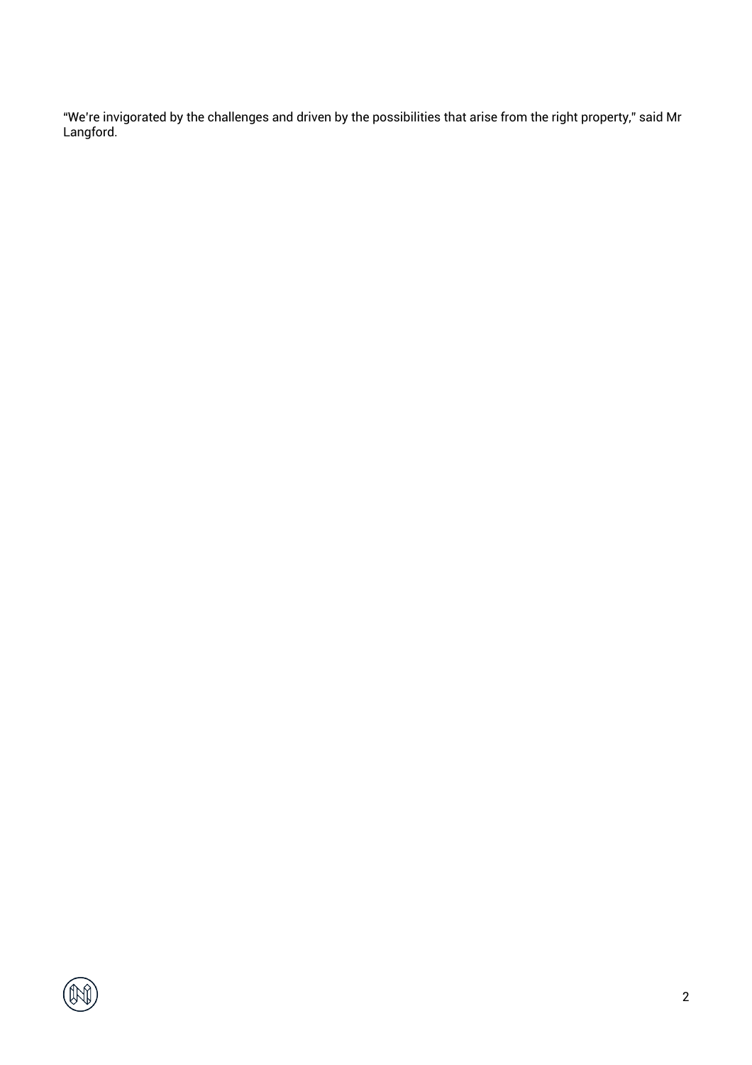"We're invigorated by the challenges and driven by the possibilities that arise from the right property," said Mr Langford.